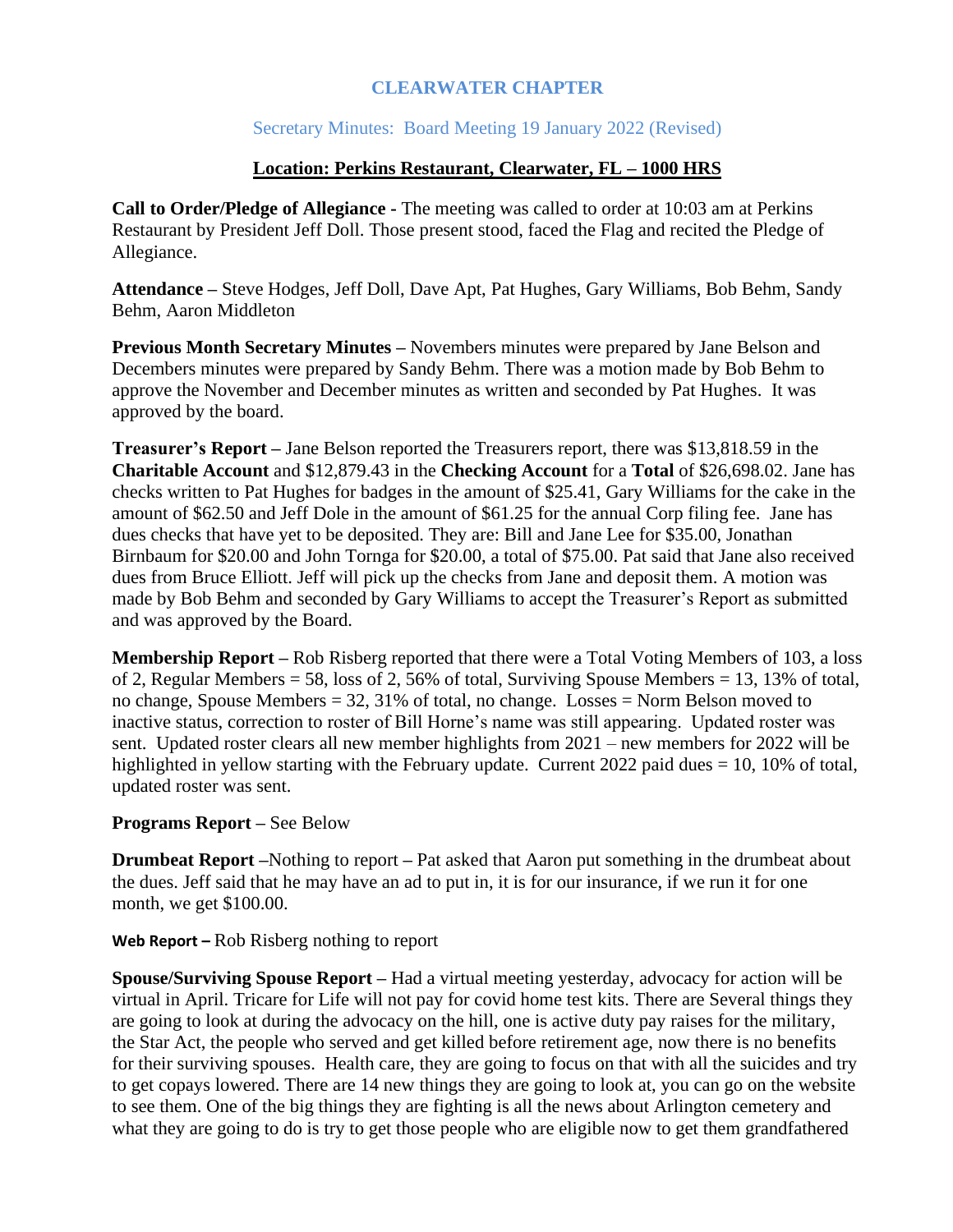# CLEARWATER CHAPTER

## Secretary Minutes: Board Meeting 19 January 2022 (Revised)

**Location: Perkins Restaurant, Clearwater, FL – 1000 HRS**

**Call to Order/Pledge of Allegiance -** The meeting was called to order at 10:03 am at Perkins Restaurant by President Jeff Doll. Those present stood, faced the Flag and recited the Pledge of Allegiance.

**Attendance –** Steve Hodges, Jeff Doll, Dave Apt, Pat Hughes, Gary Williams, Bob Behm, Sandy Behm, Aaron Middleton

**Previous Month Secretary Minutes –** Novembers minutes were prepared by Jane Belson and Decembers minutes were prepared by Sandy Behm. There was a motion made by Bob Behm to approve the November and December minutes as written and seconded by Pat Hughes. It was approved by the board.

**Treasurer's Report –** Jane Belson reported the Treasurers report, there was $13,818.59 in the **Charitable Account** and $12,879.43 in the **Checking Account** for a **Total** of $26,698.02. Jane has checks written to Pat Hughes for badges in the amount of $25.41, Gary Williams for the cake in the amount of $62.50 and Jeff Dole in the amount of $61.25 for the annual Corp filing fee. Jane has dues checks that have yet to be deposited. They are: Bill and Jane Lee for $35.00, Jonathan Birnbaum for $20.00 and John Tornga for $20.00, a total of $75.00. Pat said that Jane also received dues from Bruce Elliott. Jeff will pick up the checks from Jane and deposit them. A motion was made by Bob Behm and seconded by Gary Williams to accept the Treasurer's Report as submitted and was approved by the Board.

**Membership Report –** Rob Risberg reported that there were a Total Voting Members of 103, a loss of 2, Regular Members = 58, loss of 2, 56% of total, Surviving Spouse Members = 13, 13% of total, no change, Spouse Members = 32, 31% of total, no change. Losses = Norm Belson moved to inactive status, correction to roster of Bill Horne's name was still appearing. Updated roster was sent. Updated roster clears all new member highlights from 2021 – new members for 2022 will be highlighted in yellow starting with the February update. Current 2022 paid dues = 10, 10% of total, updated roster was sent.

**Programs Report –** See Below

**Drumbeat Report –**Nothing to report **–** Pat asked that Aaron put something in the drumbeat about the dues. Jeff said that he may have an ad to put in, it is for our insurance, if we run it for one month, we get $100.00.

**Web Report –** Rob Risberg nothing to report

**Spouse/Surviving Spouse Report –** Had a virtual meeting yesterday, advocacy for action will be virtual in April. Tricare for Life will not pay for covid home test kits. There are Several things they are going to look at during the advocacy on the hill, one is active duty pay raises for the military, the Star Act, the people who served and get killed before retirement age, now there is no benefits for their surviving spouses. Health care, they are going to focus on that with all the suicides and try to get copays lowered. There are 14 new things they are going to look at, you can go on the website to see them. One of the big things they are fighting is all the news about Arlington cemetery and what they are going to do is try to get those people who are eligible now to get them grandfathered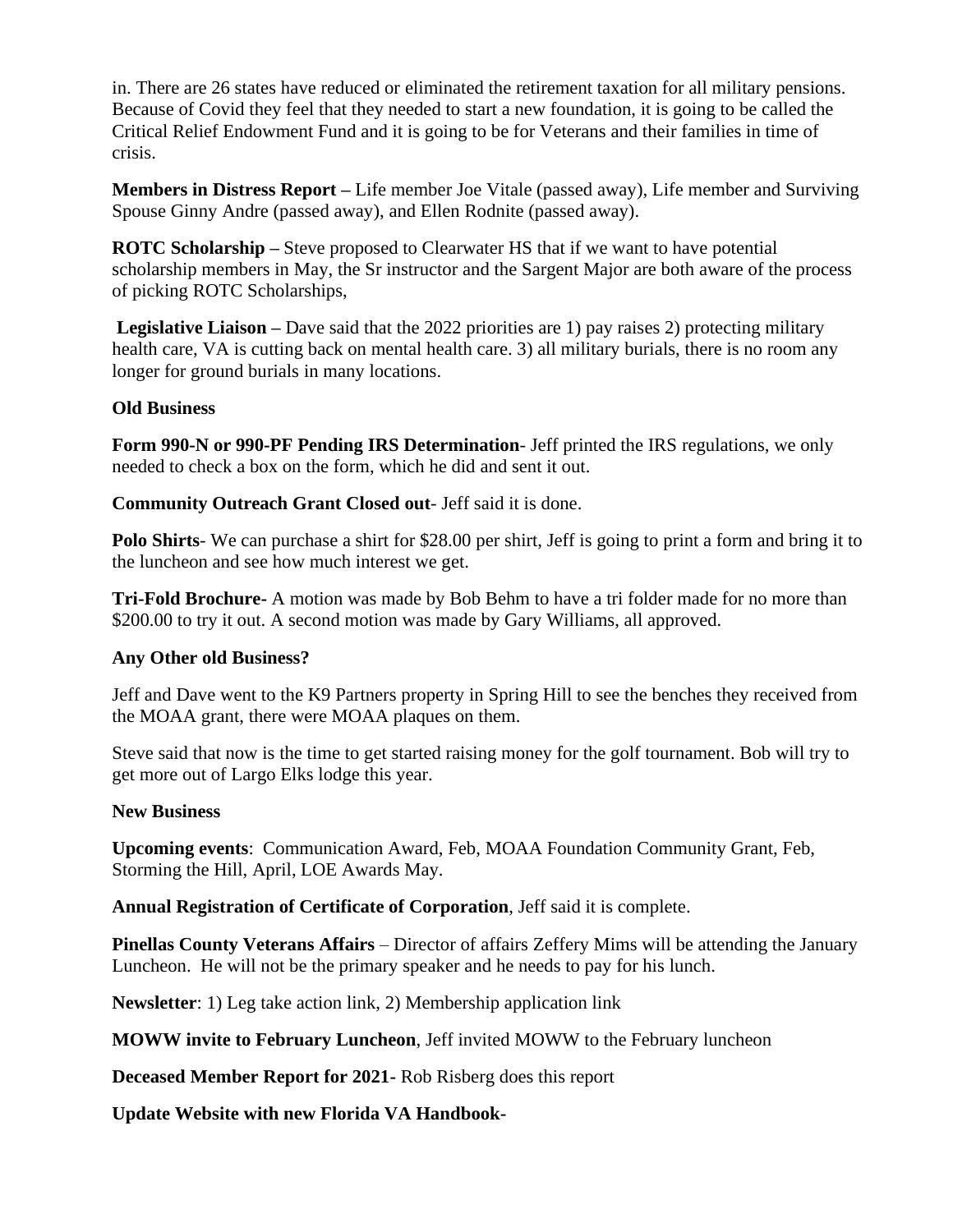in. There are 26 states have reduced or eliminated the retirement taxation for all military pensions. Because of Covid they feel that they needed to start a new foundation, it is going to be called the Critical Relief Endowment Fund and it is going to be for Veterans and their families in time of crisis.

**Members in Distress Report –** Life member Joe Vitale (passed away), Life member and Surviving Spouse Ginny Andre (passed away), and Ellen Rodnite (passed away).

**ROTC Scholarship –** Steve proposed to Clearwater HS that if we want to have potential scholarship members in May, the Sr instructor and the Sargent Major are both aware of the process of picking ROTC Scholarships,

**Legislative Liaison –** Dave said that the 2022 priorities are 1) pay raises 2) protecting military health care, VA is cutting back on mental health care. 3) all military burials, there is no room any longer for ground burials in many locations.

**Old Business**

**Form 990-N or 990-PF Pending IRS Determination**- Jeff printed the IRS regulations, we only needed to check a box on the form, which he did and sent it out.

**Community Outreach Grant Closed out**- Jeff said it is done.

**Polo Shirts**- We can purchase a shirt for $28.00 per shirt, Jeff is going to print a form and bring it to the luncheon and see how much interest we get.

**Tri-Fold Brochure-** A motion was made by Bob Behm to have a tri folder made for no more than $200.00 to try it out. A second motion was made by Gary Williams, all approved.

**Any Other old Business?**

Jeff and Dave went to the K9 Partners property in Spring Hill to see the benches they received from the MOAA grant, there were MOAA plaques on them.

Steve said that now is the time to get started raising money for the golf tournament. Bob will try to get more out of Largo Elks lodge this year.

**New Business**

**Upcoming events**: Communication Award, Feb, MOAA Foundation Community Grant, Feb, Storming the Hill, April, LOE Awards May.

**Annual Registration of Certificate of Corporation**, Jeff said it is complete.

**Pinellas County Veterans Affairs** – Director of affairs Zeffery Mims will be attending the January Luncheon. He will not be the primary speaker and he needs to pay for his lunch.

**Newsletter**: 1) Leg take action link, 2) Membership application link

**MOWW invite to February Luncheon**, Jeff invited MOWW to the February luncheon

**Deceased Member Report for 2021-** Rob Risberg does this report

**Update Website with new Florida VA Handbook-**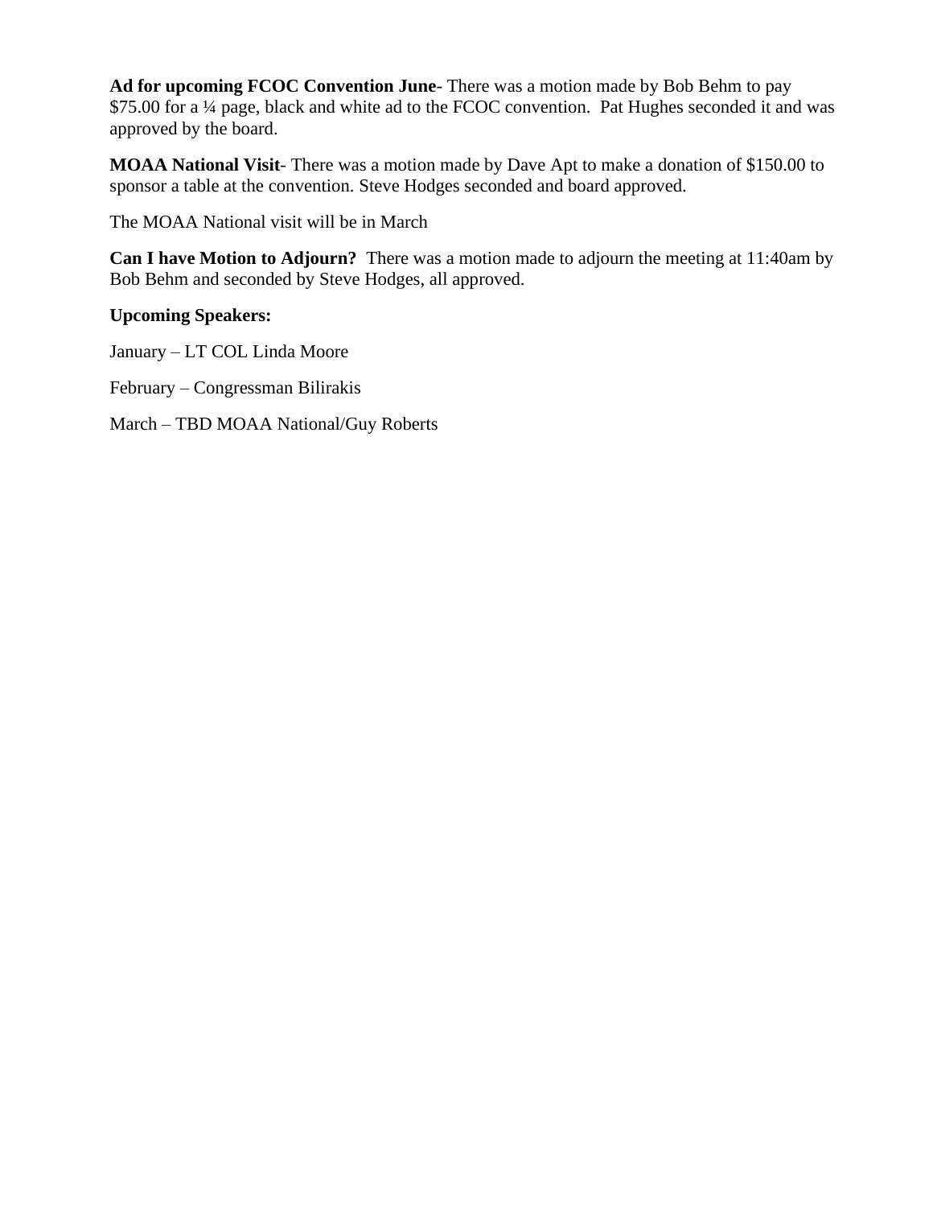**Ad for upcoming FCOC Convention June**- There was a motion made by Bob Behm to pay $75.00 for a ¼ page, black and white ad to the FCOC convention.  Pat Hughes seconded it and was approved by the board.

**MOAA National Visit**- There was a motion made by Dave Apt to make a donation of $150.00 to sponsor a table at the convention. Steve Hodges seconded and board approved.

The MOAA National visit will be in March

**Can I have Motion to Adjourn?**  There was a motion made to adjourn the meeting at 11:40am by Bob Behm and seconded by Steve Hodges, all approved.

**Upcoming Speakers:**

January – LT COL Linda Moore

February – Congressman Bilirakis

March – TBD MOAA National/Guy Roberts